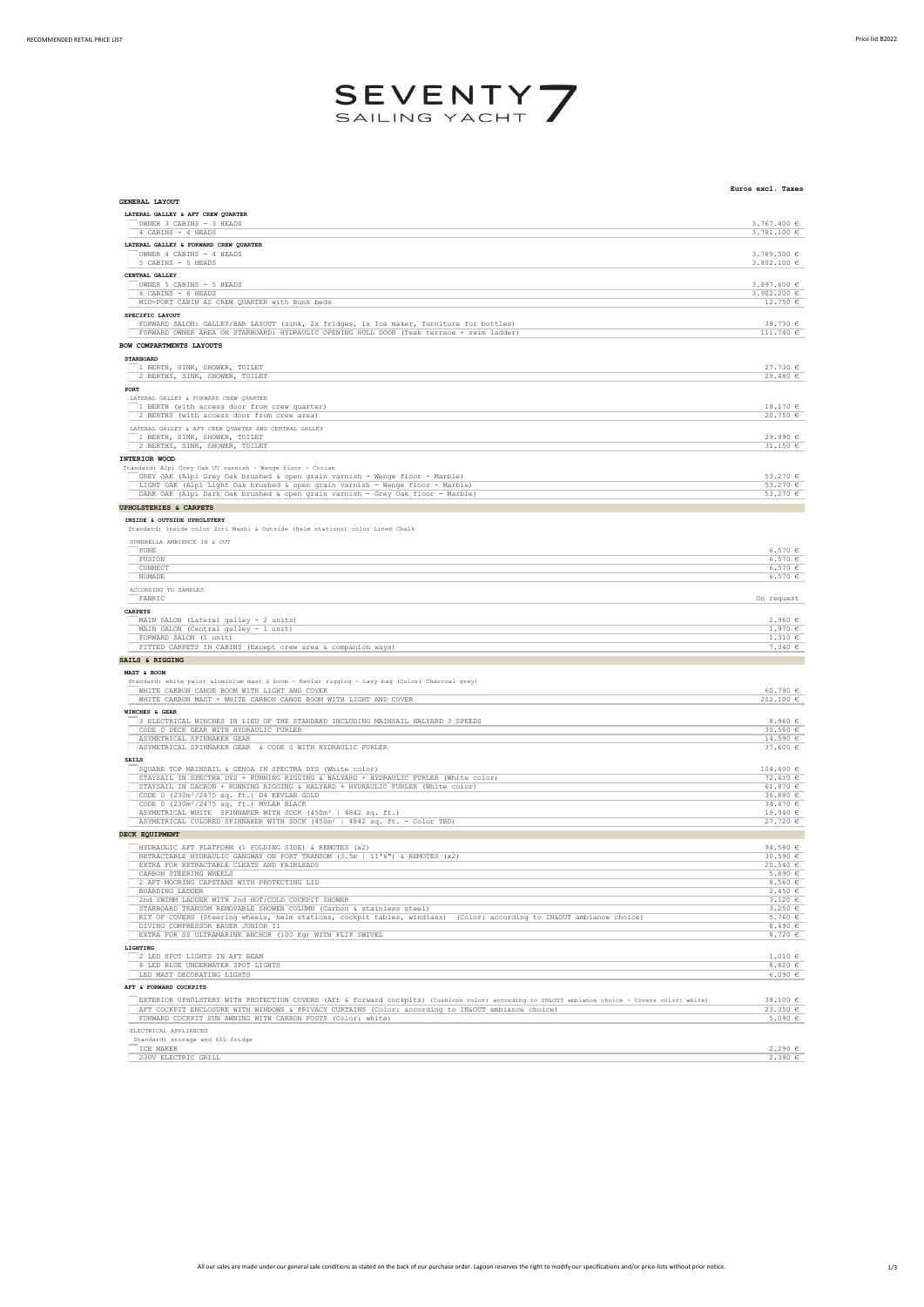# SEVENTY 7
SAILING YACHT

**Euros excl. Taxes**

## GENERAL LAYOUT

### LATERAL GALLEY & AFT CREW QUARTER

| | |
|---|---|
| OWNER 3 CABINS - 3 HEADS | 3.767.400 € |
| 4 CABINS - 4 HEADS | 3.781.100 € |

### LATERAL GALLEY & FORWARD CREW QUARTER

| | |
|---|---|
| OWNER 4 CABINS - 4 HEADS | 3.789.500 € |
| 5 CABINS - 5 HEADS | 3.802.100 € |

### CENTRAL GALLEY

| | |
|---|---|
| OWNER 5 CABINS - 5 HEADS | 3.897.600 € |
| 6 CABINS - 6 HEADS | 3.902.200 € |
| MID-PORT CABIN AS CREW QUARTER with Bunk beds | 12.750 € |

### SPECIFIC LAYOUT

| | |
|---|---|
| FORWARD SALON: GALLEY/BAR LAYOUT (sink, 2x fridges, 1x Ice maker, furniture for bottles) | 38.730 € |
| FORWARD OWNER AREA ON STARBOARD: HYDRAULIC OPENING HULL DOOR (Teak terrace + swim ladder) | 111.740 € |

## BOW COMPARTMENTS LAYOUTS

### STARBOARD

| | |
|---|---|
| 1 BERTH, SINK, SHOWER, TOILET | 27.730 € |
| 2 BERTHS, SINK, SHOWER, TOILET | 29.480 € |

### PORT

LATERAL GALLEY & FORWARD CREW QUARTER

| | |
|---|---|
| 1 BERTH (with access door from crew quarter) | 18.170 € |
| 2 BERTHS (with access door from crew area) | 20.750 € |

LATERAL GALLEY & AFT CREW QUARTER AND CENTRAL GALLEY

| | |
|---|---|
| 1 BERTH, SINK, SHOWER, TOILET | 29.990 € |
| 2 BERTHS, SINK, SHOWER, TOILET | 31.150 € |

### INTERIOR WOOD

Standard: Alpi Grey Oak UV varnish - Wenge floor - Corian

| | |
|---|---|
| GREY OAK (Alpi Grey Oak brushed & open grain varnish - Wenge floor - Marble) | 53.270 € |
| LIGHT OAK (Alpi Light Oak brushed & open grain varnish - Wenge floor - Marble) | 53.270 € |
| DARK OAK (Alpi Dark Oak brushed & open grain varnish - Grey Oak floor - Marble) | 53.270 € |

## UPHOLSTERIES & CARPETS

### INSIDE & OUTSIDE UPHOLSTERY

Standard: Inside color Zori Washi & Outside (Helm stations) color Linen Chalk

SUNBRELLA AMBIENCE IN & OUT

| | |
|---|---|
| PURE | 6.570 € |
| FUSION | 6.570 € |
| CONNECT | 6.570 € |
| NOMADE | 6.570 € |

ACCORDING TO SAMPLES

| | |
|---|---|
| FABRIC | On request |

### CARPETS

| | |
|---|---|
| MAIN SALON (Lateral galley - 2 units) | 2.960 € |
| MAIN SALON (Central galley - 1 unit) | 1.970 € |
| FORWARD SALON (1 unit) | 1.310 € |
| FITTED CARPETS IN CABINS (Except crew area & companion ways) | 7.340 € |

## SAILS & RIGGING

### MAST & BOOM

Standard: white paint aluminium mast & boom - Kevlar rigging - Lazy bag (Color: Charcoal grey)

| | |
|---|---|
| WHITE CARBON CANOE BOOM WITH LIGHT AND COVER | 60.790 € |
| WHITE CARBON MAST + WHITE CARBON CANOE BOOM WITH LIGHT AND COVER | 202.100 € |

### WINCHES & GEAR

| | |
|---|---|
| 3 ELECTRICAL WINCHES IN LIEU OF THE STANDARD INCLUDING MAINSAIL HALYARD 3 SPEEDS | 8.960 € |
| CODE 0 DECK GEAR WITH HYDRAULIC FURLER | 30.580 € |
| ASYMETRICAL SPINNAKER GEAR | 14.590 € |
| ASYMETRICAL SPINNAKER GEAR & CODE 0 WITH HYDRAULIC FURLER | 37.600 € |

### SAILS

| | |
|---|---|
| SQUARE TOP MAINSAIL & GENOA IN SPECTRA DYS (White color) | 104.400 € |
| STAYSAIL IN SPECTRA DYS + RUNNING RIGGING & HALYARD + HYDRAULIC FURLER (White color) | 72.410 € |
| STAYSAIL IN DACRON + RUNNING RIGGING & HALYARD + HYDRAULIC FURLER (White color) | 61.870 € |
| CODE 0 (230m²/2475 sq. ft.) D4 KEVLAR GOLD | 36.880 € |
| CODE 0 (230m²/2475 sq. ft.) MYLAR BLACK | 34.470 € |
| ASYMETRICAL WHITE SPINNAKER WITH SOCK (450m² \| 4842 sq. ft.) | 19.940 € |
| ASYMETRICAL COLORED SPINNAKER WITH SOCK (450m² \| 4842 sq. ft. - Color TBD) | 27.720 € |

## DECK EQUIPMENT

| | |
|---|---|
| HYDRAULIC AFT PLATFORM (1 FOLDING SIDE) & REMOTES (x2) | 94.580 € |
| RETRACTABLE HYDRAULIC GANGWAY ON PORT TRANSOM (3.5m \| 11'6") & REMOTES (x2) | 30.590 € |
| EXTRA FOR RETRACTABLE CLEATS AND FAIRLEADS | 20.540 € |
| CARBON STEERING WHEELS | 5.890 € |
| 2 AFT MOORING CAPSTANS WITH PROTECTING LID | 8.560 € |
| BOARDING LADDER | 2.450 € |
| 2nd SWIMM LADDER WITH 2nd HOT/COLD COCKPIT SHOWER | 3.120 € |
| STARBOARD TRANSOM REMOVABLE SHOWER COLUMN (Carbon & stainless steel) | 3.250 € |
| KIT OF COVERS (Steering wheels, helm stations, cockpit tables, windlass) (Color: according to IN&OUT ambiance choice) | 5.760 € |
| DIVING COMPRESSOR BAUER JUNIOR II | 8.490 € |
| EXTRA FOR SS ULTRAMARINE ANCHOR (100 Kg) WITH FLIP SWIVEL | 8.720 € |

### LIGHTING

| | |
|---|---|
| 2 LED SPOT LIGHTS IN AFT BEAM | 1.010 € |
| 8 LED BLUE UNDERWATER SPOT LIGHTS | 8.820 € |
| LED MAST DECORATING LIGHTS | 6.090 € |

### AFT & FORWARD COCKPITS

| | |
|---|---|
| EXTERIOR UPHOLSTERY WITH PROTECTION COVERS (Aft & forward cockpits) (Cushions color: according to IN&OUT ambiance choice - Covers color: white) | 38.100 € |
| AFT COCKPIT ENCLOSURE WITH WINDOWS & PRIVACY CURTAINS (Color: according to IN&OUT ambiance choice) | 23.350 € |
| FORWARD COCKPIT SUN AWNING WITH CARBON POSTS (Color: white) | 5.090 € |

ELECTRICAL APPLIANCES

Standard: storage and 65L fridge

| | |
|---|---|
| ICE MAKER | 2.290 € |
| 230V ELECTRIC GRILL | 2.390 € |

All our sales are made under our general sale conditions as stated on the back of our purchase order. Lagoon reserves the right to modify our specifications and/or price-lists without prior notice.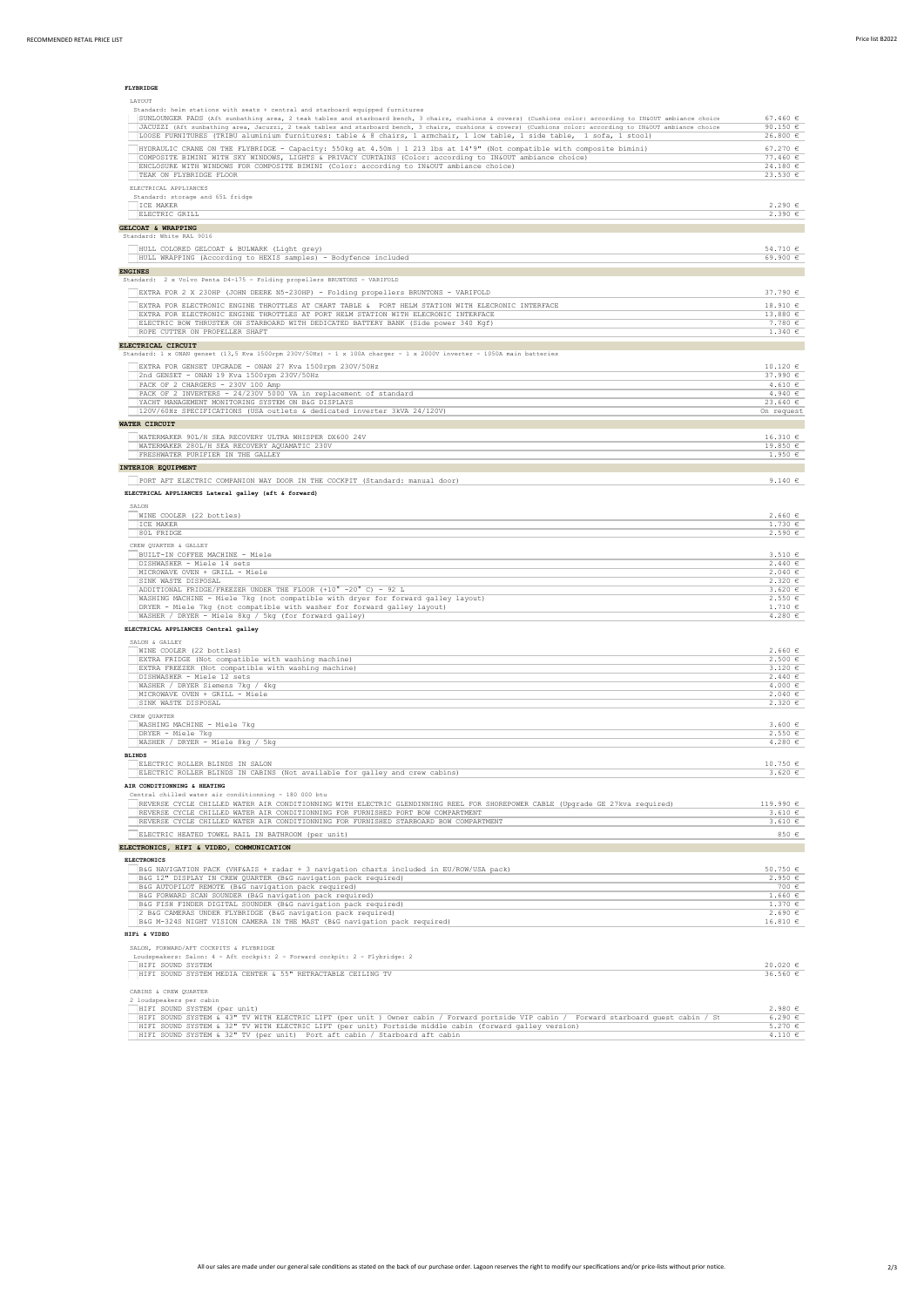## FLYBRIDGE

LAYOUT

Standard: helm stations with seats + central and starboard equipped furnitures

| | |
|---|---|
| SUNLOUNGER PADS (Aft sunbathing area, 2 teak tables and starboard bench, 3 chairs, cushions & covers) (Cushions color: according to IN&OUT ambiance choice | 67.460 € |
| JACUZZI (Aft sunbathing area, Jacuzzi, 2 teak tables and starboard bench, 3 chairs, cushions & covers) (Cushions color: according to IN&OUT ambiance choice | 90.150 € |
| LOOSE FURNITURES (TRIBU aluminium furnitures: table & 8 chairs, 1 armchair, 1 low table, 1 side table, 1 sofa, 1 stool) | 26.800 € |
| HYDRAULIC CRANE ON THE FLYBRIDGE - Capacity: 550kg at 4.50m \| 1 213 lbs at 14'9" (Not compatible with composite bimini) | 67.270 € |
| COMPOSITE BIMINI WITH SKY WINDOWS, LIGHTS & PRIVACY CURTAINS (Color: according to IN&OUT ambiance choice) | 77.460 € |
| ENCLOSURE WITH WINDOWS FOR COMPOSITE BIMINI (Color: according to IN&OUT ambiance choice) | 24.180 € |
| TEAK ON FLYBRIDGE FLOOR | 23.530 € |

ELECTRICAL APPLIANCES

Standard: storage and 65L fridge

| | |
|---|---|
| ICE MAKER | 2.290 € |
| ELECTRIC GRILL | 2.390 € |

## GELCOAT & WRAPPING

Standard: White RAL 9016

| | |
|---|---|
| HULL COLORED GELCOAT & BULWARK (Light grey) | 54.710 € |
| HULL WRAPPING (According to HEXIS samples) - Bodyfence included | 69.900 € |

## ENGINES

Standard: 2 x Volvo Penta D4-175 - Folding propellers BRUNTONS - VARIFOLD

| | |
|---|---|
| EXTRA FOR 2 X 230HP (JOHN DEERE N5-230HP) - Folding propellers BRUNTONS - VARIFOLD | 37.790 € |
| EXTRA FOR ELECTRONIC ENGINE THROTTLES AT CHART TABLE & PORT HELM STATION WITH ELECRONIC INTERFACE | 18.910 € |
| EXTRA FOR ELECTRONIC ENGINE THROTTLES AT PORT HELM STATION WITH ELECRONIC INTERFACE | 13.880 € |
| ELECTRIC BOW THRUSTER ON STARBOARD WITH DEDICATED BATTERY BANK (Side power 340 Kgf) | 7.780 € |
| ROPE CUTTER ON PROPELLER SHAFT | 1.340 € |

## ELECTRICAL CIRCUIT

Standard: 1 x ONAN genset (13,5 Kva 1500rpm 230V/50Hz) - 1 x 100A charger - 1 x 2000V inverter - 1050A main batteries

| | |
|---|---|
| EXTRA FOR GENSET UPGRADE - ONAN 27 Kva 1500rpm 230V/50Hz | 10.120 € |
| 2nd GENSET - ONAN 19 Kva 1500rpm 230V/50Hz | 37.990 € |
| PACK OF 2 CHARGERS - 230V 100 Amp | 4.610 € |
| PACK OF 2 INVERTERS - 24/230V 5000 VA in replacement of standard | 4.940 € |
| YACHT MANAGEMENT MONITORING SYSTEM ON B&G DISPLAYS | 23.640 € |
| 120V/60Hz SPECIFICATIONS (USA outlets & dedicated inverter 3kVA 24/120V) | On request |

## WATER CIRCUIT

| | |
|---|---|
| WATERMAKER 90L/H SEA RECOVERY ULTRA WHISPER DX600 24V | 16.310 € |
| WATERMAKER 280L/H SEA RECOVERY AQUAMATIC 230V | 19.850 € |
| FRESHWATER PURIFIER IN THE GALLEY | 1.950 € |

## INTERIOR EQUIPMENT

| | |
|---|---|
| PORT AFT ELECTRIC COMPANION WAY DOOR IN THE COCKPIT (Standard: manual door) | 9.140 € |

### ELECTRICAL APPLIANCES Lateral galley (aft & forward)

SALON

| | |
|---|---|
| WINE COOLER (22 bottles) | 2.660 € |
| ICE MAKER | 1.730 € |
| 80L FRIDGE | 2.590 € |

CREW QUARTER & GALLEY

| | |
|---|---|
| BUILT-IN COFFEE MACHINE - Miele | 3.510 € |
| DISHWASHER - Miele 14 sets | 2.440 € |
| MICROWAVE OVEN + GRILL - Miele | 2.040 € |
| SINK WASTE DISPOSAL | 2.320 € |
| ADDITIONAL FRIDGE/FREEZER UNDER THE FLOOR (+10° -20° C) - 92 L | 3.620 € |
| WASHING MACHINE - Miele 7kg (not compatible with dryer for forward galley layout) | 2.550 € |
| DRYER - Miele 7kg (not compatible with washer for forward galley layout) | 1.710 € |
| WASHER / DRYER - Miele 8kg / 5kg (for forward galley) | 4.280 € |

### ELECTRICAL APPLIANCES Central galley

SALON & GALLEY

| | |
|---|---|
| WINE COOLER (22 bottles) | 2.660 € |
| EXTRA FRIDGE (Not compatible with washing machine) | 2.500 € |
| EXTRA FREEZER (Not compatible with washing machine) | 3.120 € |
| DISHWASHER - Miele 12 sets | 2.440 € |
| WASHER / DRYER Siemens 7kg / 4kg | 4.000 € |
| MICROWAVE OVEN + GRILL - Miele | 2.040 € |
| SINK WASTE DISPOSAL | 2.320 € |

CREW QUARTER

| | |
|---|---|
| WASHING MACHINE - Miele 7kg | 3.600 € |
| DRYER - Miele 7kg | 2.550 € |
| WASHER / DRYER - Miele 8kg / 5kg | 4.280 € |

### BLINDS

| | |
|---|---|
| ELECTRIC ROLLER BLINDS IN SALON | 10.750 € |
| ELECTRIC ROLLER BLINDS IN CABINS (Not available for galley and crew cabins) | 3.620 € |

### AIR CONDITIONNING & HEATING

Central chilled water air conditionning - 180 000 btu

| | |
|---|---|
| REVERSE CYCLE CHILLED WATER AIR CONDITIONNING WITH ELECTRIC GLENDINNING REEL FOR SHOREPOWER CABLE (Upgrade GE 27kva required) | 119.990 € |
| REVERSE CYCLE CHILLED WATER AIR CONDITIONNING FOR FURNISHED PORT BOW COMPARTMENT | 3.610 € |
| REVERSE CYCLE CHILLED WATER AIR CONDITIONNING FOR FURNISHED STARBOARD BOW COMPARTMENT | 3.610 € |
| ELECTRIC HEATED TOWEL RAIL IN BATHROOM (per unit) | 850 € |

## ELECTRONICS, HIFI & VIDEO, COMMUNICATION

### ELECTRONICS

| | |
|---|---|
| B&G NAVIGATION PACK (VHF&AIS + radar + 3 navigation charts included in EU/ROW/USA pack) | 50.750 € |
| B&G 12" DISPLAY IN CREW QUARTER (B&G navigation pack required) | 2.950 € |
| B&G AUTOPILOT REMOTE (B&G navigation pack required) | 700 € |
| B&G FORWARD SCAN SOUNDER (B&G navigation pack required) | 1.660 € |
| B&G FISH FINDER DIGITAL SOUNDER (B&G navigation pack required) | 1.370 € |
| 2 B&G CAMERAS UNDER FLYBRIDGE (B&G navigation pack required) | 2.690 € |
| B&G M-324S NIGHT VISION CAMERA IN THE MAST (B&G navigation pack required) | 16.810 € |

### HIFi & VIDEO

SALON, FORWARD/AFT COCKPITS & FLYBRIDGE

Loudspeakers: Salon: 4 - Aft cockpit: 2 - Forward cockpit: 2 - Flybridge: 2

| | |
|---|---|
| HIFI SOUND SYSTEM | 20.020 € |
| HIFI SOUND SYSTEM MEDIA CENTER & 55" RETRACTABLE CEILING TV | 36.560 € |

CABINS & CREW QUARTER

2 loudspeakers per cabin

| | |
|---|---|
| HIFI SOUND SYSTEM (per unit) | 2.980 € |
| HIFI SOUND SYSTEM & 43" TV WITH ELECTRIC LIFT (per unit ) Owner cabin / Forward portside VIP cabin / Forward starboard guest cabin / St | 6.290 € |
| HIFI SOUND SYSTEM & 32" TV WITH ELECTRIC LIFT (per unit) Portside middle cabin (forward galley version) | 5.270 € |
| HIFI SOUND SYSTEM & 32" TV (per unit) Port aft cabin / Starboard aft cabin | 4.110 € |

All our sales are made under our general sale conditions as stated on the back of our purchase order. Lagoon reserves the right to modify our specifications and/or price-lists without prior notice.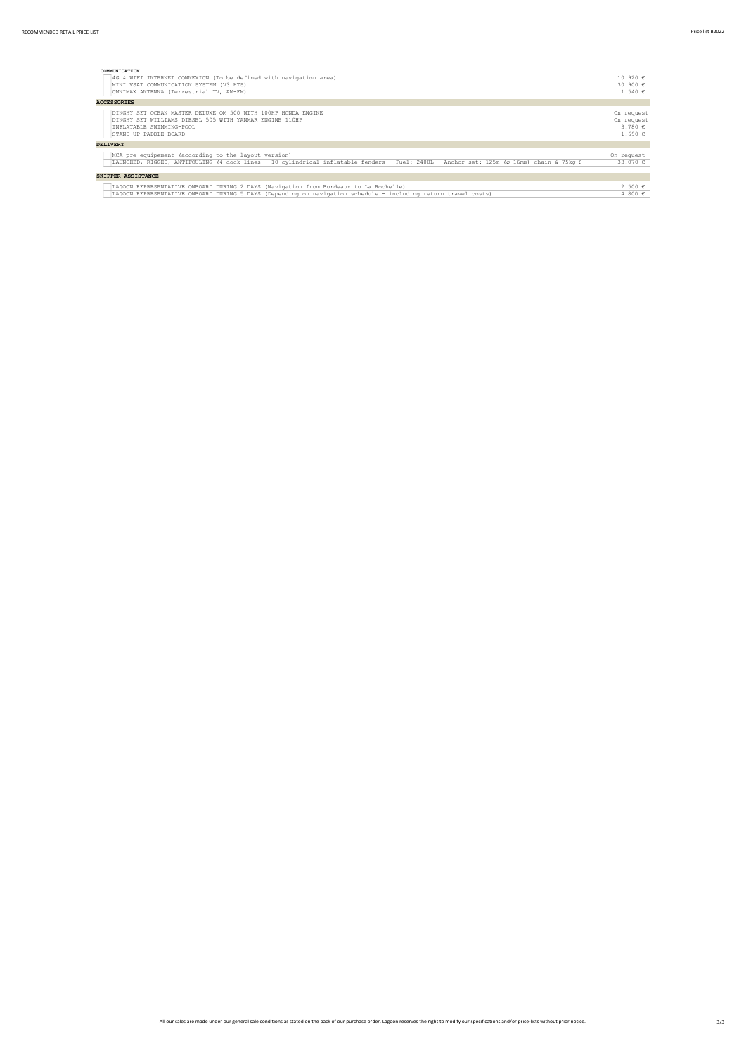| | |
|---|---|
| **COMMUNICATION** | |
| 4G & WIFI INTERNET CONNEXION (To be defined with navigation area) | 10.920 € |
| MINI VSAT COMMUNICATION SYSTEM (V3 HTS) | 30.900 € |
| OMNIMAX ANTENNA (Terrestrial TV, AM-FM) | 1.540 € |
| **ACCESSORIES** | |
| DINGHY SET OCEAN MASTER DELUXE OM 500 WITH 100HP HONDA ENGINE | On request |
| DINGHY SET WILLIAMS DIESEL 505 WITH YANMAR ENGINE 110HP | On request |
| INFLATABLE SWIMMING-POOL | 3.780 € |
| STAND UP PADDLE BOARD | 1.690 € |
| **DELIVERY** | |
| MCA pre-equipement (according to the layout version) | On request |
| LAUNCHED, RIGGED, ANTIFOULING (4 dock lines - 10 cylindrical inflatable fenders - Fuel: 2400L - Anchor set: 125m (ø 16mm) chain & 75kg : | 33.070 € |
| **SKIPPER ASSISTANCE** | |
| LAGOON REPRESENTATIVE ONBOARD DURING 2 DAYS (Navigation from Bordeaux to La Rochelle) | 2.500 € |
| LAGOON REPRESENTATIVE ONBOARD DURING 5 DAYS (Depending on navigation schedule - including return travel costs) | 4.800 € |

All our sales are made under our general sale conditions as stated on the back of our purchase order. Lagoon reserves the right to modify our specifications and/or price-lists without prior notice.